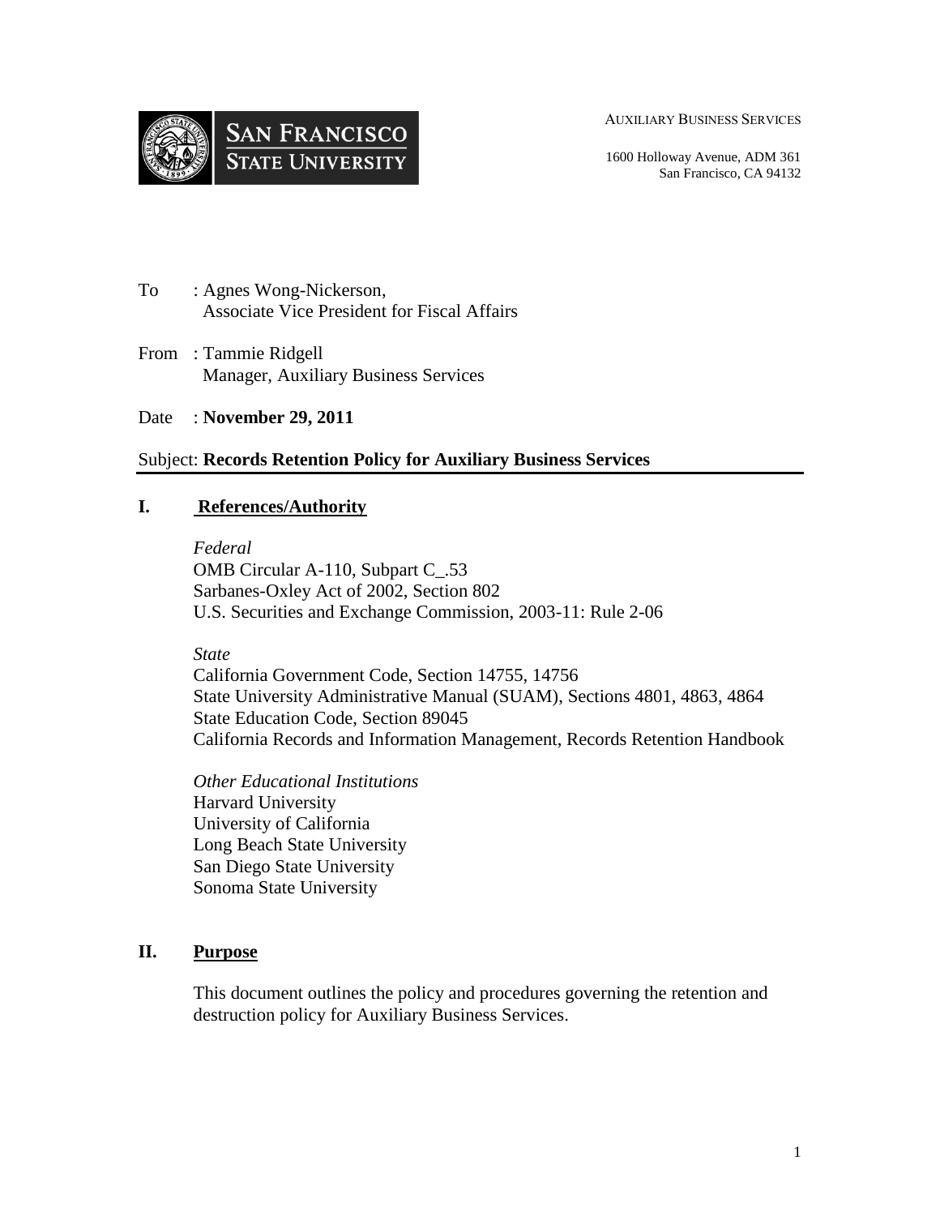AUXILIARY BUSINESS SERVICES

1600 Holloway Avenue, ADM 361
San Francisco, CA 94132

To : Agnes Wong-Nickerson,
Associate Vice President for Fiscal Affairs

From : Tammie Ridgell
Manager, Auxiliary Business Services

Date : **November 29, 2011**

Subject: **Records Retention Policy for Auxiliary Business Services**

## I. References/Authority

*Federal*
OMB Circular A-110, Subpart C_.53
Sarbanes-Oxley Act of 2002, Section 802
U.S. Securities and Exchange Commission, 2003-11: Rule 2-06

*State*
California Government Code, Section 14755, 14756
State University Administrative Manual (SUAM), Sections 4801, 4863, 4864
State Education Code, Section 89045
California Records and Information Management, Records Retention Handbook

*Other Educational Institutions*
Harvard University
University of California
Long Beach State University
San Diego State University
Sonoma State University

## II. Purpose

This document outlines the policy and procedures governing the retention and destruction policy for Auxiliary Business Services.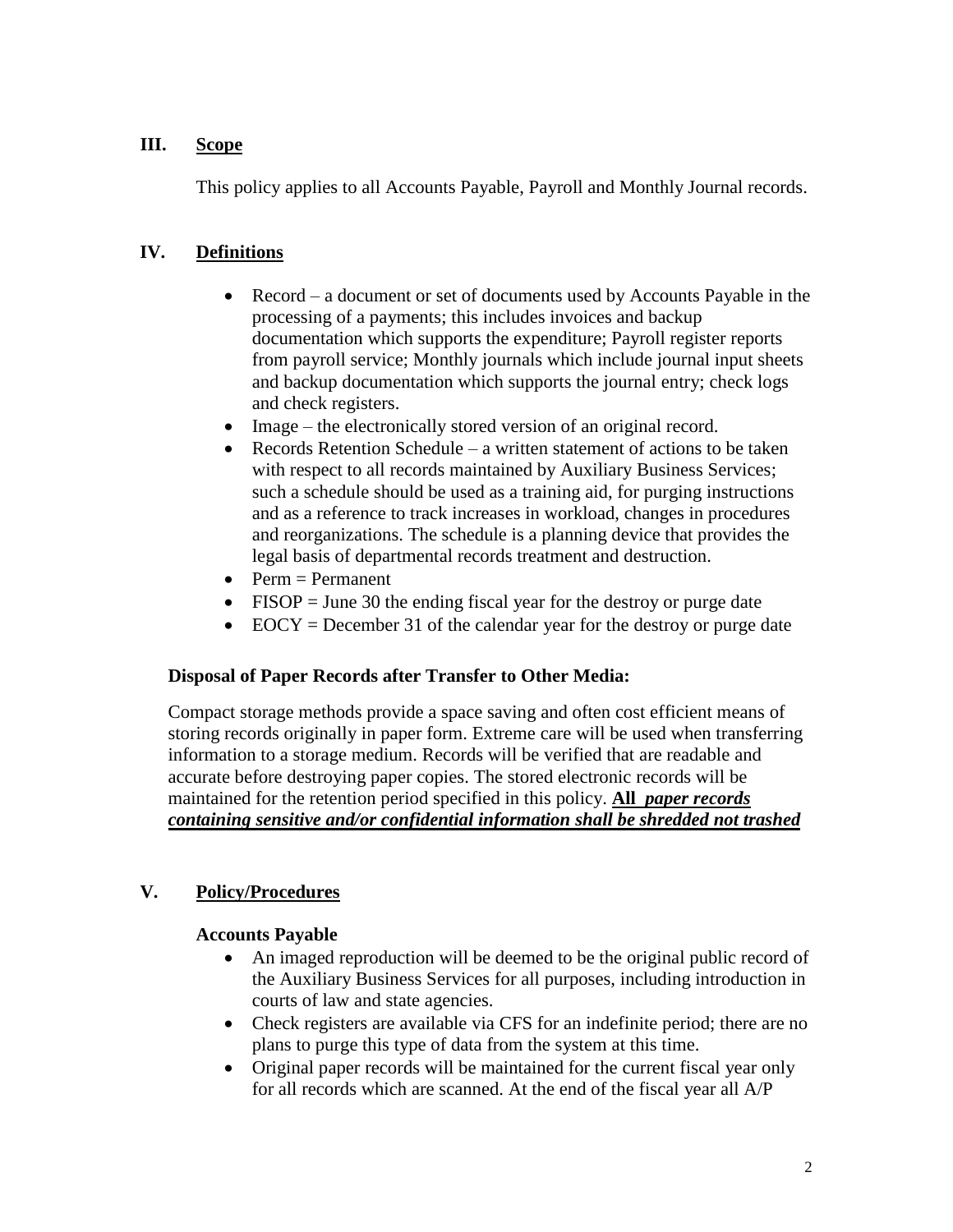## III. Scope

This policy applies to all Accounts Payable, Payroll and Monthly Journal records.

## IV. Definitions

- Record – a document or set of documents used by Accounts Payable in the processing of a payments; this includes invoices and backup documentation which supports the expenditure; Payroll register reports from payroll service; Monthly journals which include journal input sheets and backup documentation which supports the journal entry; check logs and check registers.
- Image – the electronically stored version of an original record.
- Records Retention Schedule – a written statement of actions to be taken with respect to all records maintained by Auxiliary Business Services; such a schedule should be used as a training aid, for purging instructions and as a reference to track increases in workload, changes in procedures and reorganizations. The schedule is a planning device that provides the legal basis of departmental records treatment and destruction.
- Perm = Permanent
- FISOP = June 30 the ending fiscal year for the destroy or purge date
- EOCY = December 31 of the calendar year for the destroy or purge date

**Disposal of Paper Records after Transfer to Other Media:**

Compact storage methods provide a space saving and often cost efficient means of storing records originally in paper form. Extreme care will be used when transferring information to a storage medium. Records will be verified that are readable and accurate before destroying paper copies. The stored electronic records will be maintained for the retention period specified in this policy. **All** ***paper records containing sensitive and/or confidential information shall be shredded not trashed***

## V. Policy/Procedures

**Accounts Payable**

- An imaged reproduction will be deemed to be the original public record of the Auxiliary Business Services for all purposes, including introduction in courts of law and state agencies.
- Check registers are available via CFS for an indefinite period; there are no plans to purge this type of data from the system at this time.
- Original paper records will be maintained for the current fiscal year only for all records which are scanned. At the end of the fiscal year all A/P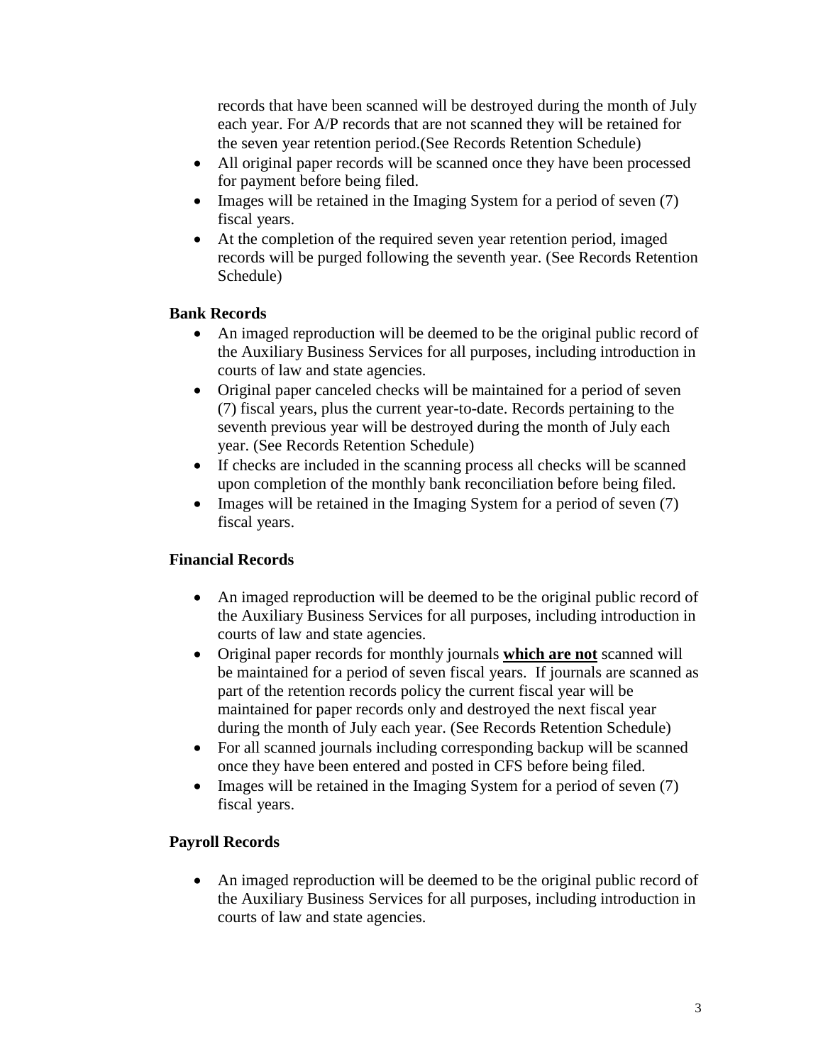records that have been scanned will be destroyed during the month of July each year. For A/P records that are not scanned they will be retained for the seven year retention period.(See Records Retention Schedule)

- All original paper records will be scanned once they have been processed for payment before being filed.
- Images will be retained in the Imaging System for a period of seven (7) fiscal years.
- At the completion of the required seven year retention period, imaged records will be purged following the seventh year. (See Records Retention Schedule)

**Bank Records**

- An imaged reproduction will be deemed to be the original public record of the Auxiliary Business Services for all purposes, including introduction in courts of law and state agencies.
- Original paper canceled checks will be maintained for a period of seven (7) fiscal years, plus the current year-to-date. Records pertaining to the seventh previous year will be destroyed during the month of July each year. (See Records Retention Schedule)
- If checks are included in the scanning process all checks will be scanned upon completion of the monthly bank reconciliation before being filed.
- Images will be retained in the Imaging System for a period of seven (7) fiscal years.

**Financial Records**

- An imaged reproduction will be deemed to be the original public record of the Auxiliary Business Services for all purposes, including introduction in courts of law and state agencies.
- Original paper records for monthly journals **which are not** scanned will be maintained for a period of seven fiscal years. If journals are scanned as part of the retention records policy the current fiscal year will be maintained for paper records only and destroyed the next fiscal year during the month of July each year. (See Records Retention Schedule)
- For all scanned journals including corresponding backup will be scanned once they have been entered and posted in CFS before being filed.
- Images will be retained in the Imaging System for a period of seven (7) fiscal years.

**Payroll Records**

- An imaged reproduction will be deemed to be the original public record of the Auxiliary Business Services for all purposes, including introduction in courts of law and state agencies.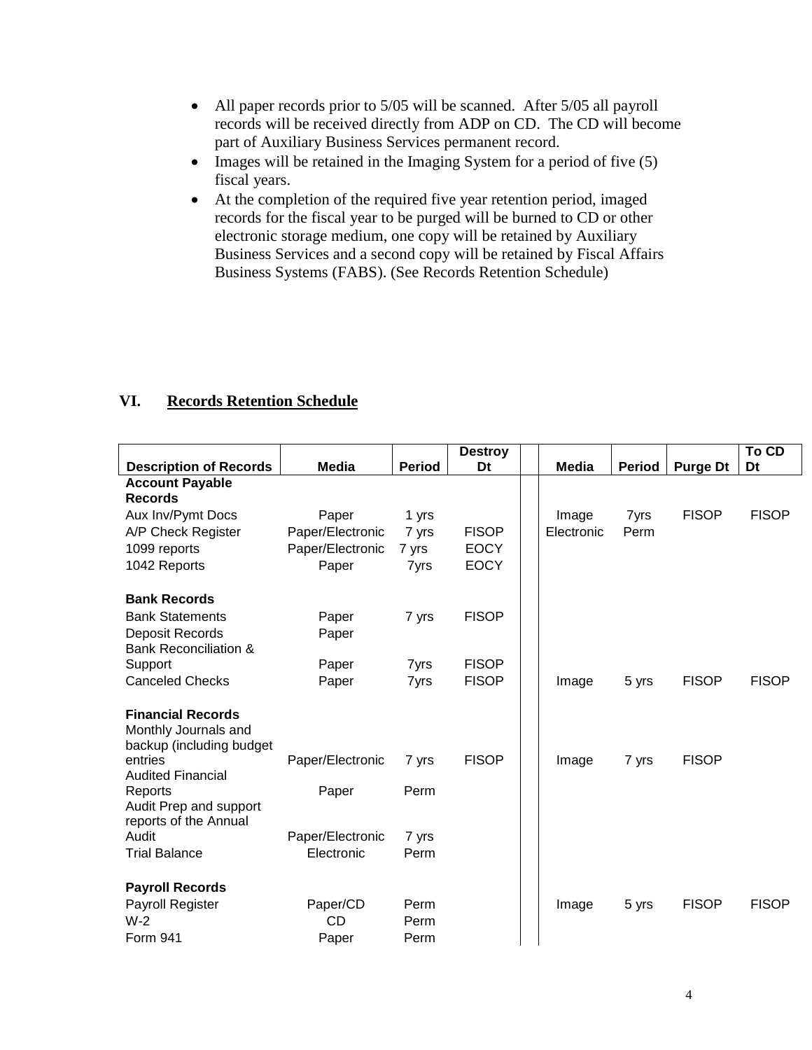- All paper records prior to 5/05 will be scanned. After 5/05 all payroll records will be received directly from ADP on CD. The CD will become part of Auxiliary Business Services permanent record.
- Images will be retained in the Imaging System for a period of five (5) fiscal years.
- At the completion of the required five year retention period, imaged records for the fiscal year to be purged will be burned to CD or other electronic storage medium, one copy will be retained by Auxiliary Business Services and a second copy will be retained by Fiscal Affairs Business Systems (FABS). (See Records Retention Schedule)

## VI. Records Retention Schedule

| Description of Records | Media | Period | Destroy Dt | Media | Period | Purge Dt | To CD Dt |
|---|---|---|---|---|---|---|---|
| **Account Payable Records** | | | | | | | |
| Aux Inv/Pymt Docs | Paper | 1 yrs | | Image | 7yrs | FISOP | FISOP |
| A/P Check Register | Paper/Electronic | 7 yrs | FISOP | Electronic | Perm | | |
| 1099 reports | Paper/Electronic | 7 yrs | EOCY | | | | |
| 1042 Reports | Paper | 7yrs | EOCY | | | | |
| **Bank Records** | | | | | | | |
| Bank Statements | Paper | 7 yrs | FISOP | | | | |
| Deposit Records | Paper | | | | | | |
| Bank Reconciliation & Support | Paper | 7yrs | FISOP | | | | |
| Canceled Checks | Paper | 7yrs | FISOP | Image | 5 yrs | FISOP | FISOP |
| **Financial Records** | | | | | | | |
| Monthly Journals and backup (including budget entries | Paper/Electronic | 7 yrs | FISOP | Image | 7 yrs | FISOP | |
| Audited Financial Reports | Paper | Perm | | | | | |
| Audit Prep and support reports of the Annual Audit | Paper/Electronic | 7 yrs | | | | | |
| Trial Balance | Electronic | Perm | | | | | |
| **Payroll Records** | | | | | | | |
| Payroll Register | Paper/CD | Perm | | Image | 5 yrs | FISOP | FISOP |
| W-2 | CD | Perm | | | | | |
| Form 941 | Paper | Perm | | | | | |